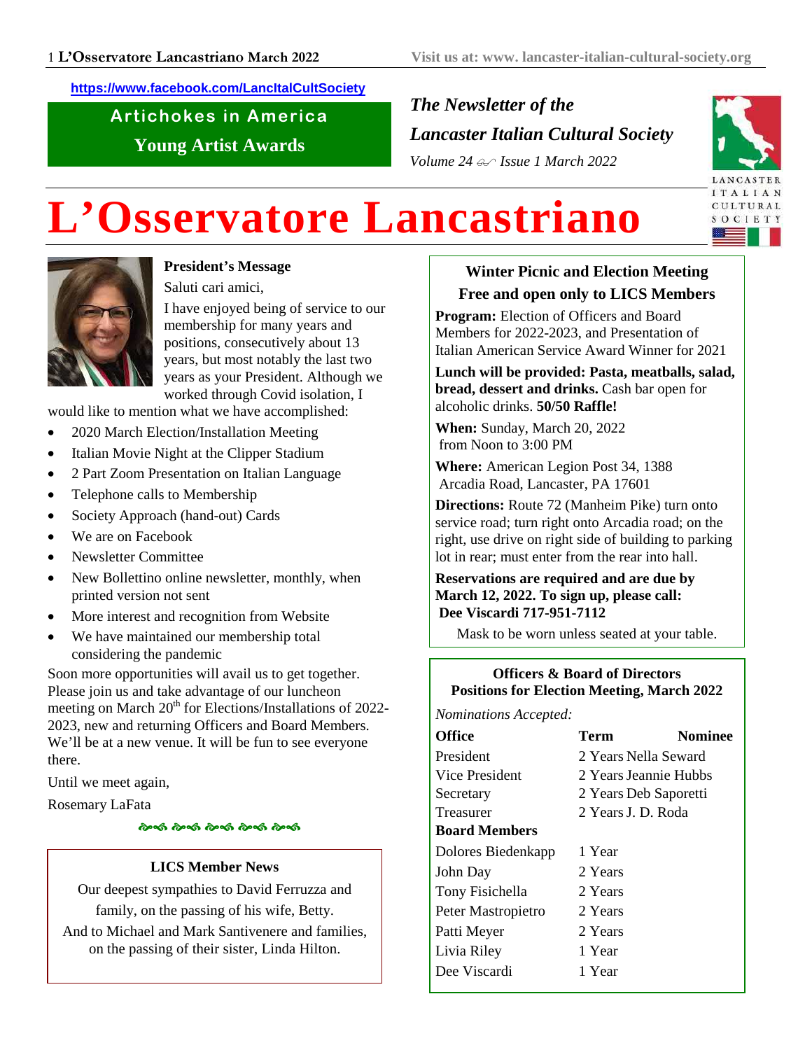https://www.facebook.com/LancItalCultSociety

**Artichokes in America**

**Young Artist Awards**

*The Newsletter of the*

*Lancaster Italian Cultural Society*

*Volume 24 Issue 1 March 2022*

# L'Osservatore Lancastriano

### President's Message

Saluti cari amici,

I have enjoyed being of service to our membership for many years and positions, consecutively about 13 years, but most notably the last two years as your President. Although we worked through Covid isolation, I would like to mention what we have accomplished:

- 2020 March Election/Installation Meeting
- Italian Movie Night at the Clipper Stadium
- 2 Part Zoom Presentation on Italian Language
- Telephone calls to Membership
- Society Approach (hand-out) Cards
- We are on Facebook
- Newsletter Committee
- New Bollettino online newsletter, monthly, when printed version not sent
- More interest and recognition from Website
- We have maintained our membership total considering the pandemic

Soon more opportunities will avail us to get together. Please join us and take advantage of our luncheon meeting on March 20th for Elections/Installations of 2022-2023, new and returning Officers and Board Members. We'll be at a new venue. It will be fun to see everyone there.

Until we meet again,

Rosemary LaFata

### LICS Member News

Our deepest sympathies to David Ferruzza and family, on the passing of his wife, Betty.

And to Michael and Mark Santivenere and families, on the passing of their sister, Linda Hilton.

### Winter Picnic and Election Meeting

### Free and open only to LICS Members

**Program:** Election of Officers and Board Members for 2022-2023, and Presentation of Italian American Service Award Winner for 2021

**Lunch will be provided: Pasta, meatballs, salad, bread, dessert and drinks.** Cash bar open for alcoholic drinks. **50/50 Raffle!**

**When:** Sunday, March 20, 2022 from Noon to 3:00 PM

**Where:** American Legion Post 34, 1388 Arcadia Road, Lancaster, PA 17601

**Directions:** Route 72 (Manheim Pike) turn onto service road; turn right onto Arcadia road; on the right, use drive on right side of building to parking lot in rear; must enter from the rear into hall.

**Reservations are required and are due by March 12, 2022. To sign up, please call: Dee Viscardi 717-951-7112**

Mask to be worn unless seated at your table.

### Officers & Board of Directors Positions for Election Meeting, March 2022

*Nominations Accepted:*

| **Office** | **Term** | **Nominee** |
|---|---|---|
| President | 2 Years | Nella Seward |
| Vice President | 2 Years | Jeannie Hubbs |
| Secretary | 2 Years | Deb Saporetti |
| Treasurer | 2 Years | J. D. Roda |
| **Board Members** | | |
| Dolores Biedenkapp | 1 Year | |
| John Day | 2 Years | |
| Tony Fisichella | 2 Years | |
| Peter Mastropietro | 2 Years | |
| Patti Meyer | 2 Years | |
| Livia Riley | 1 Year | |
| Dee Viscardi | 1 Year | |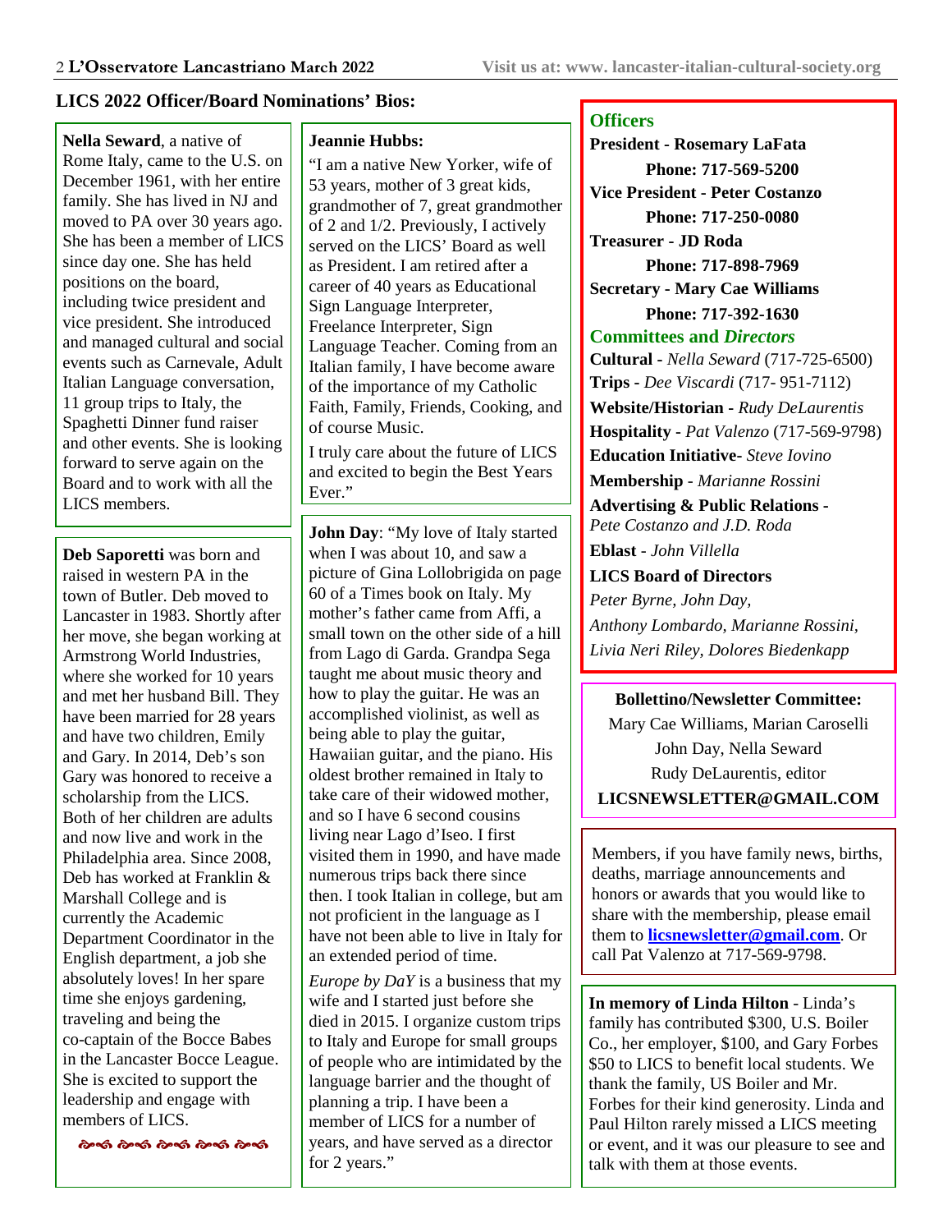## LICS 2022 Officer/Board Nominations' Bios:

**Nella Seward**, a native of Rome Italy, came to the U.S. on December 1961, with her entire family. She has lived in NJ and moved to PA over 30 years ago. She has been a member of LICS since day one. She has held positions on the board, including twice president and vice president. She introduced and managed cultural and social events such as Carnevale, Adult Italian Language conversation, 11 group trips to Italy, the Spaghetti Dinner fund raiser and other events. She is looking forward to serve again on the Board and to work with all the LICS members.

**Deb Saporetti** was born and raised in western PA in the town of Butler. Deb moved to Lancaster in 1983. Shortly after her move, she began working at Armstrong World Industries, where she worked for 10 years and met her husband Bill. They have been married for 28 years and have two children, Emily and Gary. In 2014, Deb's son Gary was honored to receive a scholarship from the LICS. Both of her children are adults and now live and work in the Philadelphia area. Since 2008, Deb has worked at Franklin & Marshall College and is currently the Academic Department Coordinator in the English department, a job she absolutely loves! In her spare time she enjoys gardening, traveling and being the co-captain of the Bocce Babes in the Lancaster Bocce League. She is excited to support the leadership and engage with members of LICS.

**Jeannie Hubbs:**

"I am a native New Yorker, wife of 53 years, mother of 3 great kids, grandmother of 7, great grandmother of 2 and 1/2. Previously, I actively served on the LICS' Board as well as President. I am retired after a career of 40 years as Educational Sign Language Interpreter, Freelance Interpreter, Sign Language Teacher. Coming from an Italian family, I have become aware of the importance of my Catholic Faith, Family, Friends, Cooking, and of course Music.

I truly care about the future of LICS and excited to begin the Best Years Ever."

**John Day**: "My love of Italy started when I was about 10, and saw a picture of Gina Lollobrigida on page 60 of a Times book on Italy. My mother's father came from Affi, a small town on the other side of a hill from Lago di Garda. Grandpa Sega taught me about music theory and how to play the guitar. He was an accomplished violinist, as well as being able to play the guitar, Hawaiian guitar, and the piano. His oldest brother remained in Italy to take care of their widowed mother, and so I have 6 second cousins living near Lago d'Iseo. I first visited them in 1990, and have made numerous trips back there since then. I took Italian in college, but am not proficient in the language as I have not been able to live in Italy for an extended period of time.

*Europe by DaY* is a business that my wife and I started just before she died in 2015. I organize custom trips to Italy and Europe for small groups of people who are intimidated by the language barrier and the thought of planning a trip. I have been a member of LICS for a number of years, and have served as a director for 2 years."

---

### Officers

**President - Rosemary LaFata**
**Phone: 717-569-5200**
**Vice President - Peter Costanzo**
**Phone: 717-250-0080**
**Treasurer - JD Roda**
**Phone: 717-898-7969**
**Secretary - Mary Cae Williams**
**Phone: 717-392-1630**

### Committees and *Directors*

**Cultural -** *Nella Seward* (717-725-6500)
**Trips -** *Dee Viscardi* (717- 951-7112)
**Website/Historian -** *Rudy DeLaurentis*
**Hospitality -** *Pat Valenzo* (717-569-9798)
**Education Initiative-** *Steve Iovino*
**Membership** - *Marianne Rossini*
**Advertising & Public Relations -** *Pete Costanzo and J.D. Roda*
**Eblast** - *John Villella*

**LICS Board of Directors**
*Peter Byrne, John Day, Anthony Lombardo, Marianne Rossini, Livia Neri Riley, Dolores Biedenkapp*

---

**Bollettino/Newsletter Committee:**
Mary Cae Williams, Marian Caroselli
John Day, Nella Seward
Rudy DeLaurentis, editor
**LICSNEWSLETTER@GMAIL.COM**

---

Members, if you have family news, births, deaths, marriage announcements and honors or awards that you would like to share with the membership, please email them to **licsnewsletter@gmail.com**. Or call Pat Valenzo at 717-569-9798.

---

**In memory of Linda Hilton** - Linda's family has contributed $300, U.S. Boiler Co., her employer, $100, and Gary Forbes $50 to LICS to benefit local students. We thank the family, US Boiler and Mr. Forbes for their kind generosity. Linda and Paul Hilton rarely missed a LICS meeting or event, and it was our pleasure to see and talk with them at those events.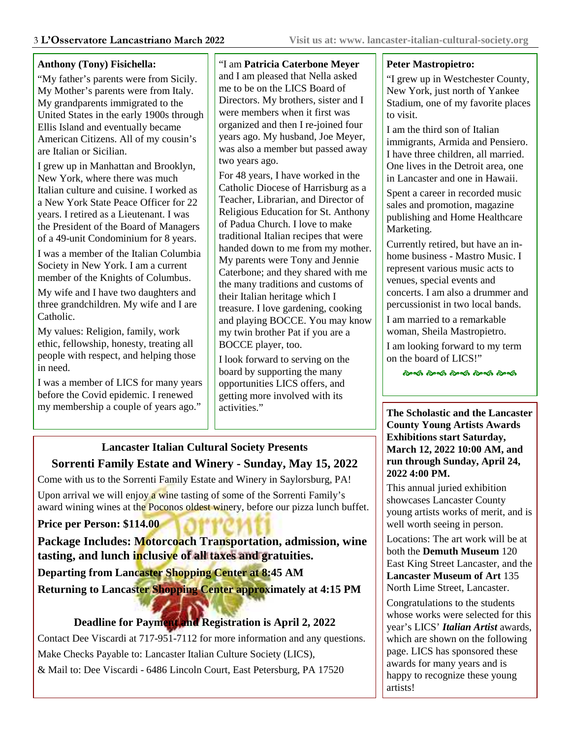**Anthony (Tony) Fisichella:**

"My father's parents were from Sicily. My Mother's parents were from Italy. My grandparents immigrated to the United States in the early 1900s through Ellis Island and eventually became American Citizens. All of my cousin's are Italian or Sicilian.

I grew up in Manhattan and Brooklyn, New York, where there was much Italian culture and cuisine. I worked as a New York State Peace Officer for 22 years. I retired as a Lieutenant. I was the President of the Board of Managers of a 49-unit Condominium for 8 years.

I was a member of the Italian Columbia Society in New York. I am a current member of the Knights of Columbus.

My wife and I have two daughters and three grandchildren. My wife and I are Catholic.

My values: Religion, family, work ethic, fellowship, honesty, treating all people with respect, and helping those in need.

I was a member of LICS for many years before the Covid epidemic. I renewed my membership a couple of years ago."

"I am **Patricia Caterbone Meyer** and I am pleased that Nella asked me to be on the LICS Board of Directors. My brothers, sister and I were members when it first was organized and then I re-joined four years ago. My husband, Joe Meyer, was also a member but passed away two years ago.

For 48 years, I have worked in the Catholic Diocese of Harrisburg as a Teacher, Librarian, and Director of Religious Education for St. Anthony of Padua Church. I love to make traditional Italian recipes that were handed down to me from my mother. My parents were Tony and Jennie Caterbone; and they shared with me the many traditions and customs of their Italian heritage which I treasure. I love gardening, cooking and playing BOCCE. You may know my twin brother Pat if you are a BOCCE player, too.

I look forward to serving on the board by supporting the many opportunities LICS offers, and getting more involved with its activities."

**Peter Mastropietro:**

"I grew up in Westchester County, New York, just north of Yankee Stadium, one of my favorite places to visit.

I am the third son of Italian immigrants, Armida and Pensiero. I have three children, all married. One lives in the Detroit area, one in Lancaster and one in Hawaii.

Spent a career in recorded music sales and promotion, magazine publishing and Home Healthcare Marketing.

Currently retired, but have an in-home business - Mastro Music. I represent various music acts to venues, special events and concerts. I am also a drummer and percussionist in two local bands.

I am married to a remarkable woman, Sheila Mastropietro.

I am looking forward to my term on the board of LICS!"

## Lancaster Italian Cultural Society Presents

## Sorrenti Family Estate and Winery - Sunday, May 15, 2022

Come with us to the Sorrenti Family Estate and Winery in Saylorsburg, PA!

Upon arrival we will enjoy a wine tasting of some of the Sorrenti Family's award wining wines at the Poconos oldest winery, before our pizza lunch buffet.

**Price per Person: $114.00**

**Package Includes: Motorcoach Transportation, admission, wine tasting, and lunch inclusive of all taxes and gratuities.**

**Departing from Lancaster Shopping Center at 8:45 AM**

**Returning to Lancaster Shopping Center approximately at 4:15 PM**

**Deadline for Payment and Registration is April 2, 2022**

Contact Dee Viscardi at 717-951-7112 for more information and any questions.

Make Checks Payable to: Lancaster Italian Culture Society (LICS),

& Mail to: Dee Viscardi - 6486 Lincoln Court, East Petersburg, PA 17520

**The Scholastic and the Lancaster County Young Artists Awards Exhibitions start Saturday, March 12, 2022 10:00 AM, and run through Sunday, April 24, 2022 4:00 PM.**

This annual juried exhibition showcases Lancaster County young artists works of merit, and is well worth seeing in person.

Locations: The art work will be at both the **Demuth Museum** 120 East King Street Lancaster, and the **Lancaster Museum of Art** 135 North Lime Street, Lancaster.

Congratulations to the students whose works were selected for this year's LICS' ***Italian Artist*** awards, which are shown on the following page. LICS has sponsored these awards for many years and is happy to recognize these young artists!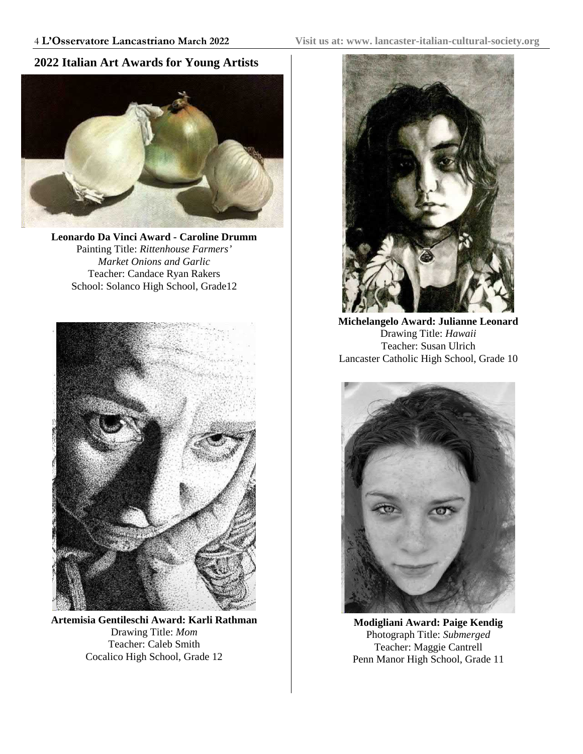## 2022 Italian Art Awards for Young Artists

**Leonardo Da Vinci Award - Caroline Drumm**
Painting Title: *Rittenhouse Farmers' Market Onions and Garlic*
Teacher: Candace Ryan Rakers
School: Solanco High School, Grade12

**Artemisia Gentileschi Award: Karli Rathman**
Drawing Title: *Mom*
Teacher: Caleb Smith
Cocalico High School, Grade 12

**Michelangelo Award: Julianne Leonard**
Drawing Title: *Hawaii*
Teacher: Susan Ulrich
Lancaster Catholic High School, Grade 10

**Modigliani Award: Paige Kendig**
Photograph Title: *Submerged*
Teacher: Maggie Cantrell
Penn Manor High School, Grade 11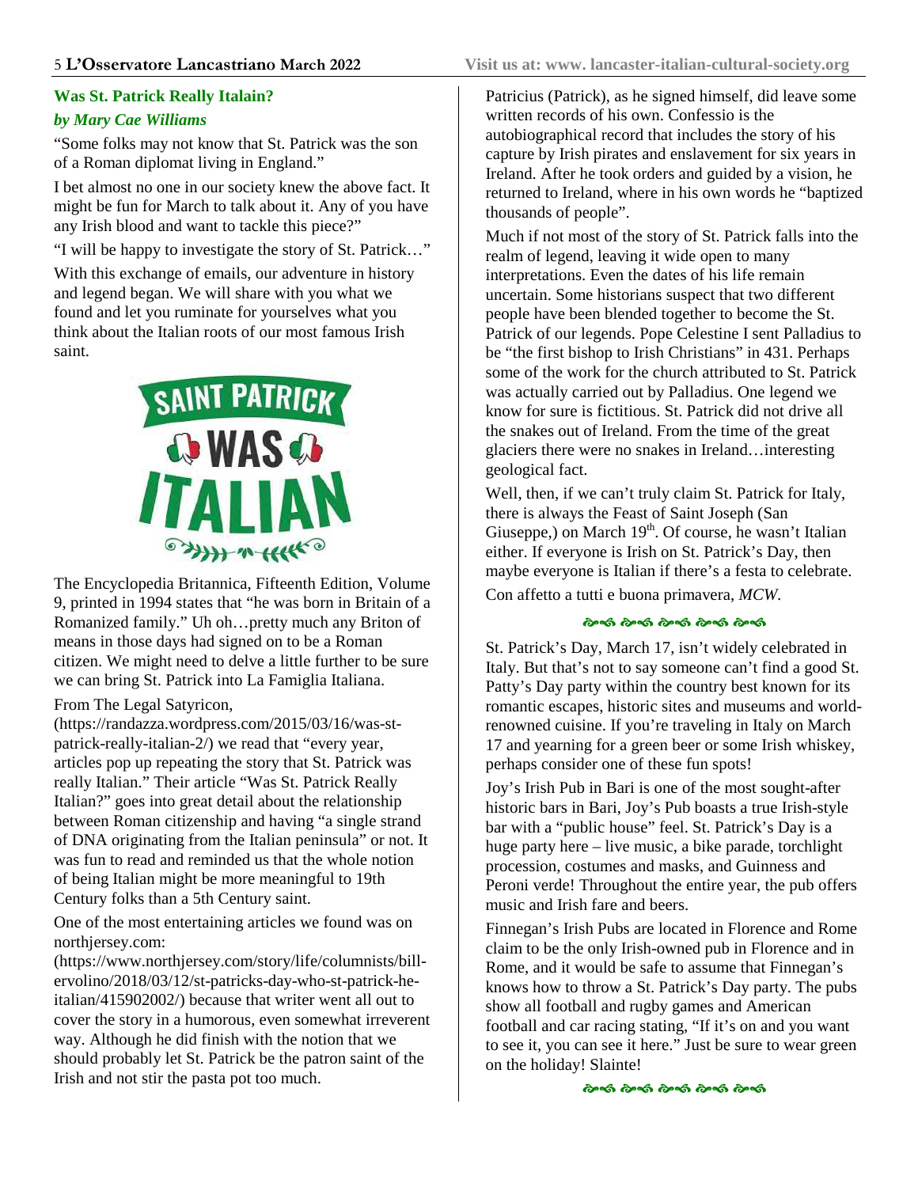## Was St. Patrick Really Italain?

### *by Mary Cae Williams*

"Some folks may not know that St. Patrick was the son of a Roman diplomat living in England."

I bet almost no one in our society knew the above fact. It might be fun for March to talk about it. Any of you have any Irish blood and want to tackle this piece?"

"I will be happy to investigate the story of St. Patrick…"

With this exchange of emails, our adventure in history and legend began. We will share with you what we found and let you ruminate for yourselves what you think about the Italian roots of our most famous Irish saint.

SAINT PATRICK WAS ITALIAN

The Encyclopedia Britannica, Fifteenth Edition, Volume 9, printed in 1994 states that "he was born in Britain of a Romanized family." Uh oh…pretty much any Briton of means in those days had signed on to be a Roman citizen. We might need to delve a little further to be sure we can bring St. Patrick into La Famiglia Italiana.

From The Legal Satyricon, (https://randazza.wordpress.com/2015/03/16/was-st-patrick-really-italian-2/) we read that "every year, articles pop up repeating the story that St. Patrick was really Italian." Their article "Was St. Patrick Really Italian?" goes into great detail about the relationship between Roman citizenship and having "a single strand of DNA originating from the Italian peninsula" or not. It was fun to read and reminded us that the whole notion of being Italian might be more meaningful to 19th Century folks than a 5th Century saint.

One of the most entertaining articles we found was on northjersey.com: (https://www.northjersey.com/story/life/columnists/bill-ervolino/2018/03/12/st-patricks-day-who-st-patrick-he-italian/415902002/) because that writer went all out to cover the story in a humorous, even somewhat irreverent way. Although he did finish with the notion that we should probably let St. Patrick be the patron saint of the Irish and not stir the pasta pot too much.

Patricius (Patrick), as he signed himself, did leave some written records of his own. Confessio is the autobiographical record that includes the story of his capture by Irish pirates and enslavement for six years in Ireland. After he took orders and guided by a vision, he returned to Ireland, where in his own words he "baptized thousands of people".

Much if not most of the story of St. Patrick falls into the realm of legend, leaving it wide open to many interpretations. Even the dates of his life remain uncertain. Some historians suspect that two different people have been blended together to become the St. Patrick of our legends. Pope Celestine I sent Palladius to be "the first bishop to Irish Christians" in 431. Perhaps some of the work for the church attributed to St. Patrick was actually carried out by Palladius. One legend we know for sure is fictitious. St. Patrick did not drive all the snakes out of Ireland. From the time of the great glaciers there were no snakes in Ireland…interesting geological fact.

Well, then, if we can't truly claim St. Patrick for Italy, there is always the Feast of Saint Joseph (San Giuseppe,) on March 19th. Of course, he wasn't Italian either. If everyone is Irish on St. Patrick's Day, then maybe everyone is Italian if there's a festa to celebrate.

Con affetto a tutti e buona primavera, *MCW*.

---

St. Patrick's Day, March 17, isn't widely celebrated in Italy. But that's not to say someone can't find a good St. Patty's Day party within the country best known for its romantic escapes, historic sites and museums and world-renowned cuisine. If you're traveling in Italy on March 17 and yearning for a green beer or some Irish whiskey, perhaps consider one of these fun spots!

Joy's Irish Pub in Bari is one of the most sought-after historic bars in Bari, Joy's Pub boasts a true Irish-style bar with a "public house" feel. St. Patrick's Day is a huge party here – live music, a bike parade, torchlight procession, costumes and masks, and Guinness and Peroni verde! Throughout the entire year, the pub offers music and Irish fare and beers.

Finnegan's Irish Pubs are located in Florence and Rome claim to be the only Irish-owned pub in Florence and in Rome, and it would be safe to assume that Finnegan's knows how to throw a St. Patrick's Day party. The pubs show all football and rugby games and American football and car racing stating, "If it's on and you want to see it, you can see it here." Just be sure to wear green on the holiday! Slainte!

---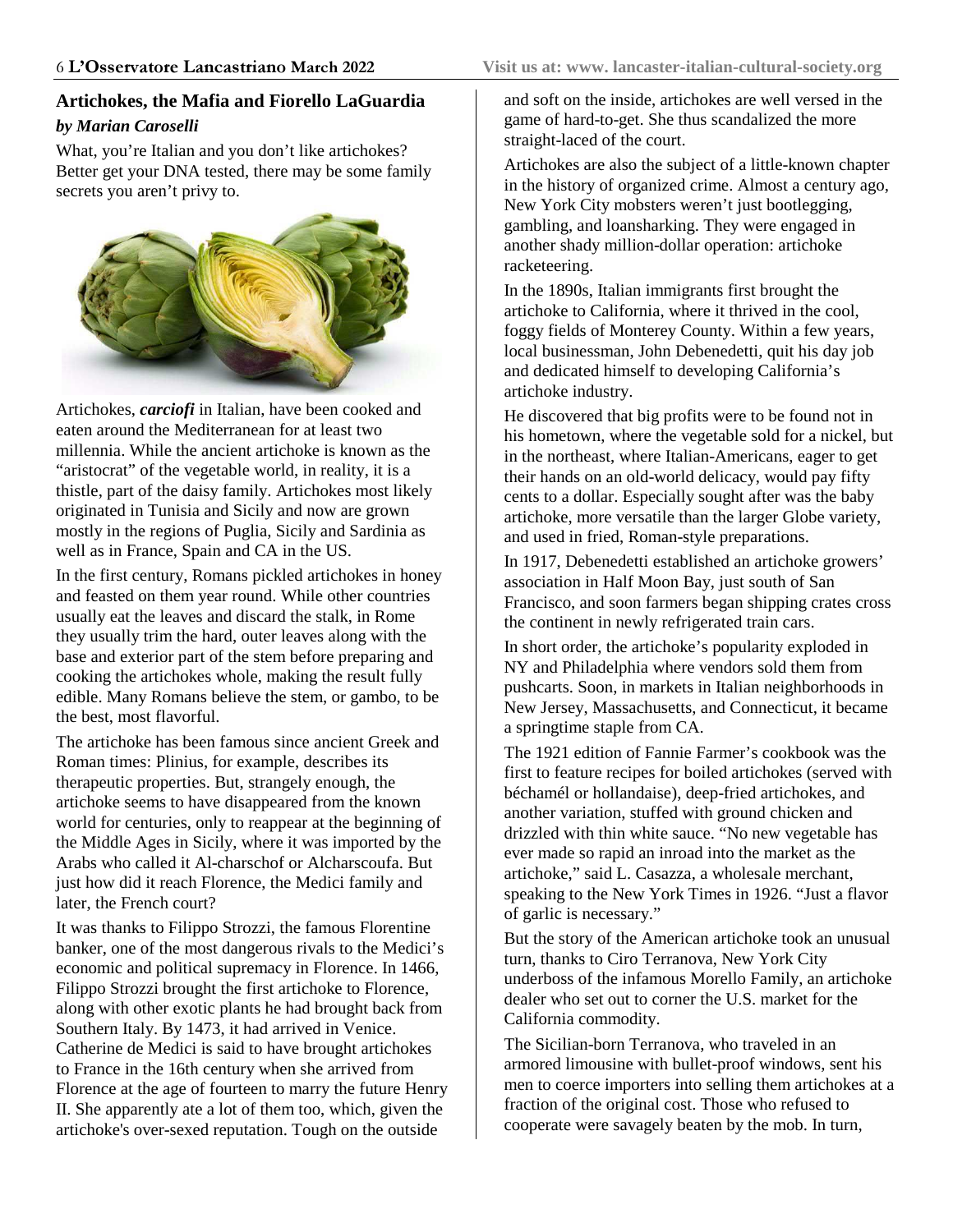## Artichokes, the Mafia and Fiorello LaGuardia

*by Marian Caroselli*

What, you're Italian and you don't like artichokes? Better get your DNA tested, there may be some family secrets you aren't privy to.

Artichokes, ***carciofi*** in Italian, have been cooked and eaten around the Mediterranean for at least two millennia. While the ancient artichoke is known as the "aristocrat" of the vegetable world, in reality, it is a thistle, part of the daisy family. Artichokes most likely originated in Tunisia and Sicily and now are grown mostly in the regions of Puglia, Sicily and Sardinia as well as in France, Spain and CA in the US.

In the first century, Romans pickled artichokes in honey and feasted on them year round. While other countries usually eat the leaves and discard the stalk, in Rome they usually trim the hard, outer leaves along with the base and exterior part of the stem before preparing and cooking the artichokes whole, making the result fully edible. Many Romans believe the stem, or gambo, to be the best, most flavorful.

The artichoke has been famous since ancient Greek and Roman times: Plinius, for example, describes its therapeutic properties. But, strangely enough, the artichoke seems to have disappeared from the known world for centuries, only to reappear at the beginning of the Middle Ages in Sicily, where it was imported by the Arabs who called it Al-charschof or Alcharscoufa. But just how did it reach Florence, the Medici family and later, the French court?

It was thanks to Filippo Strozzi, the famous Florentine banker, one of the most dangerous rivals to the Medici's economic and political supremacy in Florence. In 1466, Filippo Strozzi brought the first artichoke to Florence, along with other exotic plants he had brought back from Southern Italy. By 1473, it had arrived in Venice. Catherine de Medici is said to have brought artichokes to France in the 16th century when she arrived from Florence at the age of fourteen to marry the future Henry II. She apparently ate a lot of them too, which, given the artichoke's over-sexed reputation. Tough on the outside and soft on the inside, artichokes are well versed in the game of hard-to-get. She thus scandalized the more straight-laced of the court.

Artichokes are also the subject of a little-known chapter in the history of organized crime. Almost a century ago, New York City mobsters weren't just bootlegging, gambling, and loansharking. They were engaged in another shady million-dollar operation: artichoke racketeering.

In the 1890s, Italian immigrants first brought the artichoke to California, where it thrived in the cool, foggy fields of Monterey County. Within a few years, local businessman, John Debenedetti, quit his day job and dedicated himself to developing California's artichoke industry.

He discovered that big profits were to be found not in his hometown, where the vegetable sold for a nickel, but in the northeast, where Italian-Americans, eager to get their hands on an old-world delicacy, would pay fifty cents to a dollar. Especially sought after was the baby artichoke, more versatile than the larger Globe variety, and used in fried, Roman-style preparations.

In 1917, Debenedetti established an artichoke growers' association in Half Moon Bay, just south of San Francisco, and soon farmers began shipping crates cross the continent in newly refrigerated train cars.

In short order, the artichoke's popularity exploded in NY and Philadelphia where vendors sold them from pushcarts. Soon, in markets in Italian neighborhoods in New Jersey, Massachusetts, and Connecticut, it became a springtime staple from CA.

The 1921 edition of Fannie Farmer's cookbook was the first to feature recipes for boiled artichokes (served with béchamél or hollandaise), deep-fried artichokes, and another variation, stuffed with ground chicken and drizzled with thin white sauce. "No new vegetable has ever made so rapid an inroad into the market as the artichoke," said L. Casazza, a wholesale merchant, speaking to the New York Times in 1926. "Just a flavor of garlic is necessary."

But the story of the American artichoke took an unusual turn, thanks to Ciro Terranova, New York City underboss of the infamous Morello Family, an artichoke dealer who set out to corner the U.S. market for the California commodity.

The Sicilian-born Terranova, who traveled in an armored limousine with bullet-proof windows, sent his men to coerce importers into selling them artichokes at a fraction of the original cost. Those who refused to cooperate were savagely beaten by the mob. In turn,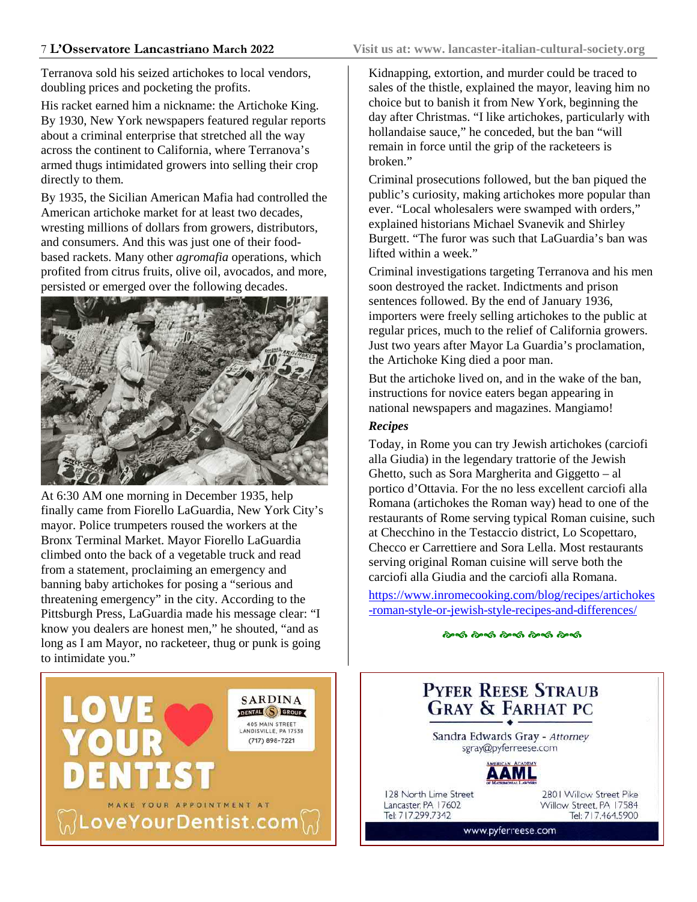Terranova sold his seized artichokes to local vendors, doubling prices and pocketing the profits.

His racket earned him a nickname: the Artichoke King. By 1930, New York newspapers featured regular reports about a criminal enterprise that stretched all the way across the continent to California, where Terranova's armed thugs intimidated growers into selling their crop directly to them.

By 1935, the Sicilian American Mafia had controlled the American artichoke market for at least two decades, wresting millions of dollars from growers, distributors, and consumers. And this was just one of their food-based rackets. Many other *agromafia* operations, which profited from citrus fruits, olive oil, avocados, and more, persisted or emerged over the following decades.

At 6:30 AM one morning in December 1935, help finally came from Fiorello LaGuardia, New York City's mayor. Police trumpeters roused the workers at the Bronx Terminal Market. Mayor Fiorello LaGuardia climbed onto the back of a vegetable truck and read from a statement, proclaiming an emergency and banning baby artichokes for posing a "serious and threatening emergency" in the city. According to the Pittsburgh Press, LaGuardia made his message clear: "I know you dealers are honest men," he shouted, "and as long as I am Mayor, no racketeer, thug or punk is going to intimidate you."

Kidnapping, extortion, and murder could be traced to sales of the thistle, explained the mayor, leaving him no choice but to banish it from New York, beginning the day after Christmas. "I like artichokes, particularly with hollandaise sauce," he conceded, but the ban "will remain in force until the grip of the racketeers is broken."

Criminal prosecutions followed, but the ban piqued the public's curiosity, making artichokes more popular than ever. "Local wholesalers were swamped with orders," explained historians Michael Svanevik and Shirley Burgett. "The furor was such that LaGuardia's ban was lifted within a week."

Criminal investigations targeting Terranova and his men soon destroyed the racket. Indictments and prison sentences followed. By the end of January 1936, importers were freely selling artichokes to the public at regular prices, much to the relief of California growers. Just two years after Mayor La Guardia's proclamation, the Artichoke King died a poor man.

But the artichoke lived on, and in the wake of the ban, instructions for novice eaters began appearing in national newspapers and magazines. Mangiamo!

***Recipes***

Today, in Rome you can try Jewish artichokes (carciofi alla Giudia) in the legendary trattorie of the Jewish Ghetto, such as Sora Margherita and Giggetto – al portico d'Ottavia. For the no less excellent carciofi alla Romana (artichokes the Roman way) head to one of the restaurants of Rome serving typical Roman cuisine, such at Checchino in the Testaccio district, Lo Scopettaro, Checco er Carrettiere and Sora Lella. Most restaurants serving original Roman cuisine will serve both the carciofi alla Giudia and the carciofi alla Romana.

https://www.inromecooking.com/blog/recipes/artichokes-roman-style-or-jewish-style-recipes-and-differences/

LOVE YOUR DENTIST

SARDINA DENTAL GROUP
405 MAIN STREET
LANDISVILLE, PA 17538
(717) 898-7221

MAKE YOUR APPOINTMENT AT LoveYourDentist.com

PYFER REESE STRAUB GRAY & FARHAT PC

Sandra Edwards Gray - *Attorney*
sgray@pyferreese.com

AAML American Academy of Matrimonial Lawyers

128 North Lime Street
Lancaster, PA 17602
Tel: 717.299.7342

2801 Willow Street Pike
Willow Street, PA 17584
Tel: 717.464.5900

www.pyferreese.com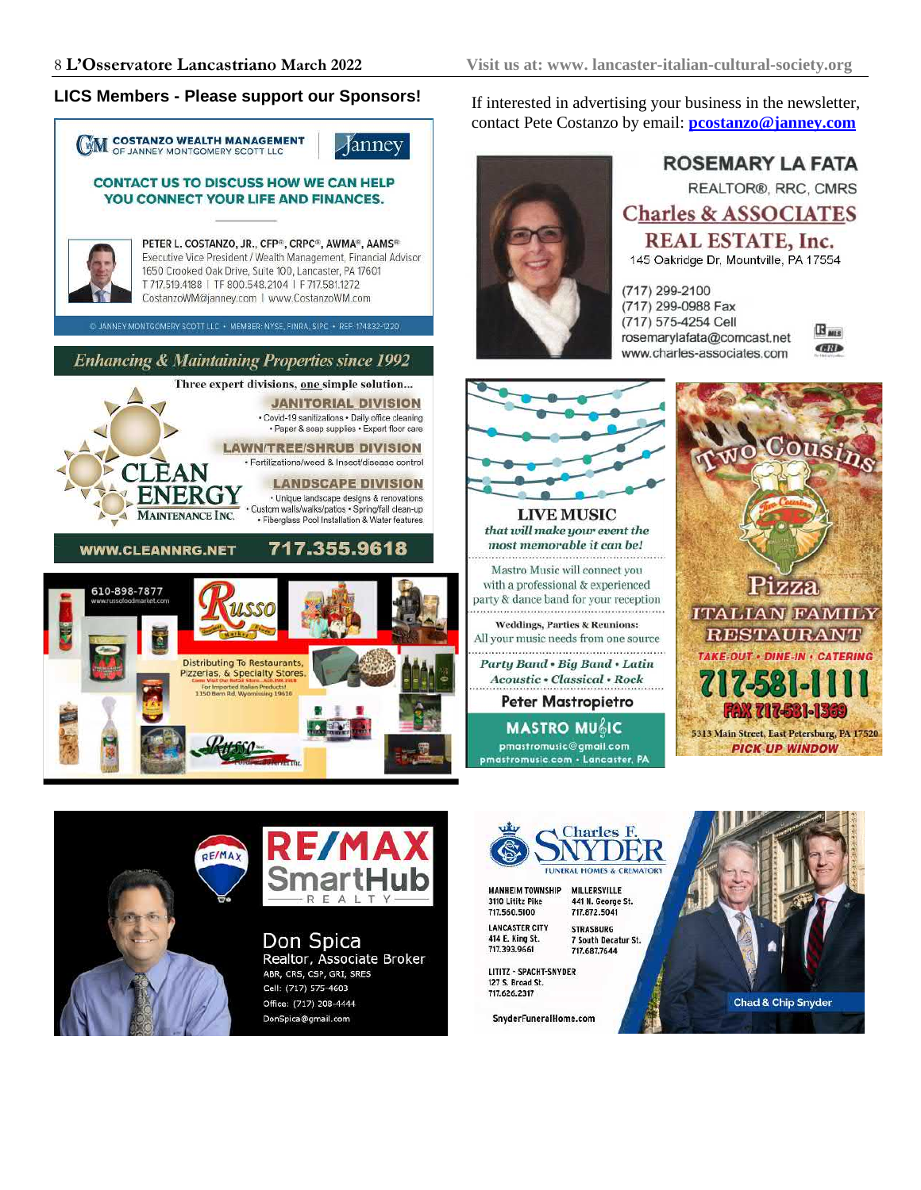## LICS Members - Please support our Sponsors!

If interested in advertising your business in the newsletter, contact Pete Costanzo by email: **pcostanzo@janney.com**

**COSTANZO WEALTH MANAGEMENT** OF JANNEY MONTGOMERY SCOTT LLC — Janney

**CONTACT US TO DISCUSS HOW WE CAN HELP YOU CONNECT YOUR LIFE AND FINANCES.**

PETER L. COSTANZO, JR., CFP®, CRPC®, AWMA®, AAMS®
Executive Vice President / Wealth Management, Financial Advisor
1650 Crooked Oak Drive, Suite 100, Lancaster, PA 17601
T 717.519.4188 | TF 800.548.2104 | F 717.581.1272
CostanzoWM@janney.com | www.CostanzoWM.com

© JANNEY MONTGOMERY SCOTT LLC • MEMBER: NYSE, FINRA, SIPC • REF: 174832-1220

---

**ROSEMARY LA FATA**
REALTOR®, RRC, CMRS
**Charles & ASSOCIATES REAL ESTATE, Inc.**
145 Oakridge Dr, Mountville, PA 17554

(717) 299-2100
(717) 299-0988 Fax
(717) 575-4254 Cell
rosemarylafata@comcast.net
www.charles-associates.com

---

*Enhancing & Maintaining Properties since 1992*

Three expert divisions, one simple solution...

**CLEAN ENERGY MAINTENANCE INC.**

**JANITORIAL DIVISION**
• Covid-19 sanitizations • Daily office cleaning • Paper & soap supplies • Expert floor care

**LAWN/TREE/SHRUB DIVISION**
• Fertilizations/weed & Insect/disease control

**LANDSCAPE DIVISION**
• Unique landscape designs & renovations • Custom walls/walks/patios • Spring/fall clean-up • Fiberglass Pool Installation & Water features

**WWW.CLEANNRG.NET 717.355.9618**

---

**LIVE MUSIC**
*that will make your event the most memorable it can be!*

Mastro Music will connect you with a professional & experienced party & dance band for your reception

**Weddings, Parties & Reunions:**
All your music needs from one source

*Party Band • Big Band • Latin Acoustic • Classical • Rock*

**Peter Mastropietro**
**MASTRO MUSIC**
pmastromusic@gmail.com
pmastromusic.com • Lancaster, PA

---

**Two Cousins Pizza**
**ITALIAN FAMILY RESTAURANT**
TAKE-OUT • DINE-IN • CATERING
**717-581-1111**
FAX 717-581-1369
5313 Main Street, East Petersburg, PA 17520
PICK-UP WINDOW

---

610-898-7877
www.russofoodmarket.com

**Russo** Market

Distributing To Restaurants, Pizzerias, & Specialty Stores.
Come Visit Our Retail Store...610.898.7877
For Imported Italian Products!
1150 Bern Rd, Wyomissing 19610

---

**RE/MAX SmartHub REALTY**

Don Spica
Realtor, Associate Broker
ABR, CRS, CSP, GRI, SRES
Cell: (717) 575-4603
Office: (717) 208-4444
DonSpica@gmail.com

---

**Charles F. SNYDER FUNERAL HOMES & CREMATORY**

MANHEIM TOWNSHIP
3110 Lititz Pike
717.560.5100

MILLERSVILLE
441 N. George St.
717.872.5041

LANCASTER CITY
414 E. King St.
717.393.9661

STRASBURG
7 South Decatur St.
717.687.7644

LITITZ - SPACHT-SNYDER
127 S. Broad St.
717.626.2317

SnyderFuneralHome.com

Chad & Chip Snyder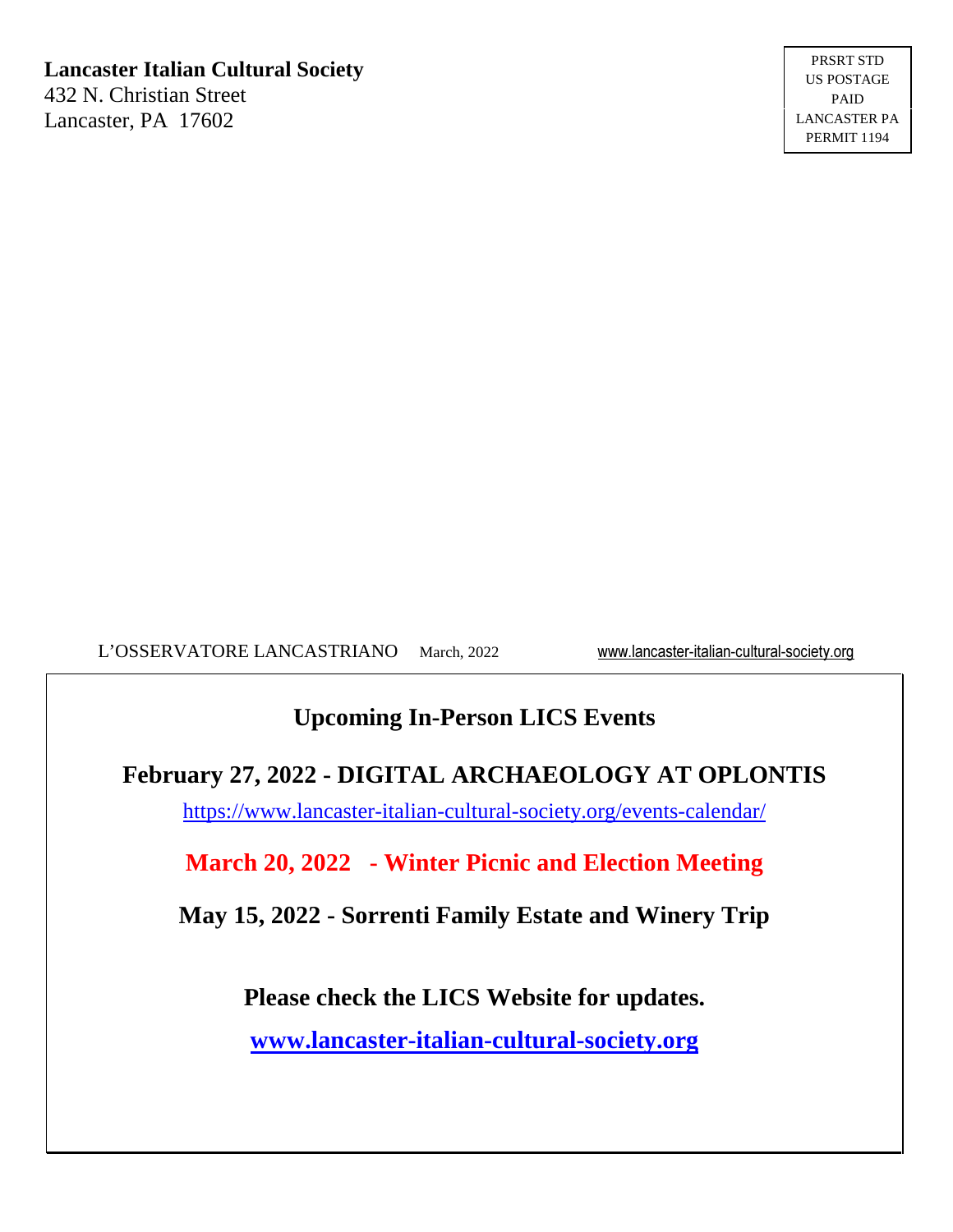**Lancaster Italian Cultural Society**
432 N. Christian Street
Lancaster, PA 17602

PRSRT STD
US POSTAGE
PAID
LANCASTER PA
PERMIT 1194

L'OSSERVATORE LANCASTRIANO March, 2022 www.lancaster-italian-cultural-society.org

## Upcoming In-Person LICS Events

### February 27, 2022 - DIGITAL ARCHAEOLOGY AT OPLONTIS

https://www.lancaster-italian-cultural-society.org/events-calendar/

### March 20, 2022 - Winter Picnic and Election Meeting

### May 15, 2022 - Sorrenti Family Estate and Winery Trip

**Please check the LICS Website for updates.**

**www.lancaster-italian-cultural-society.org**